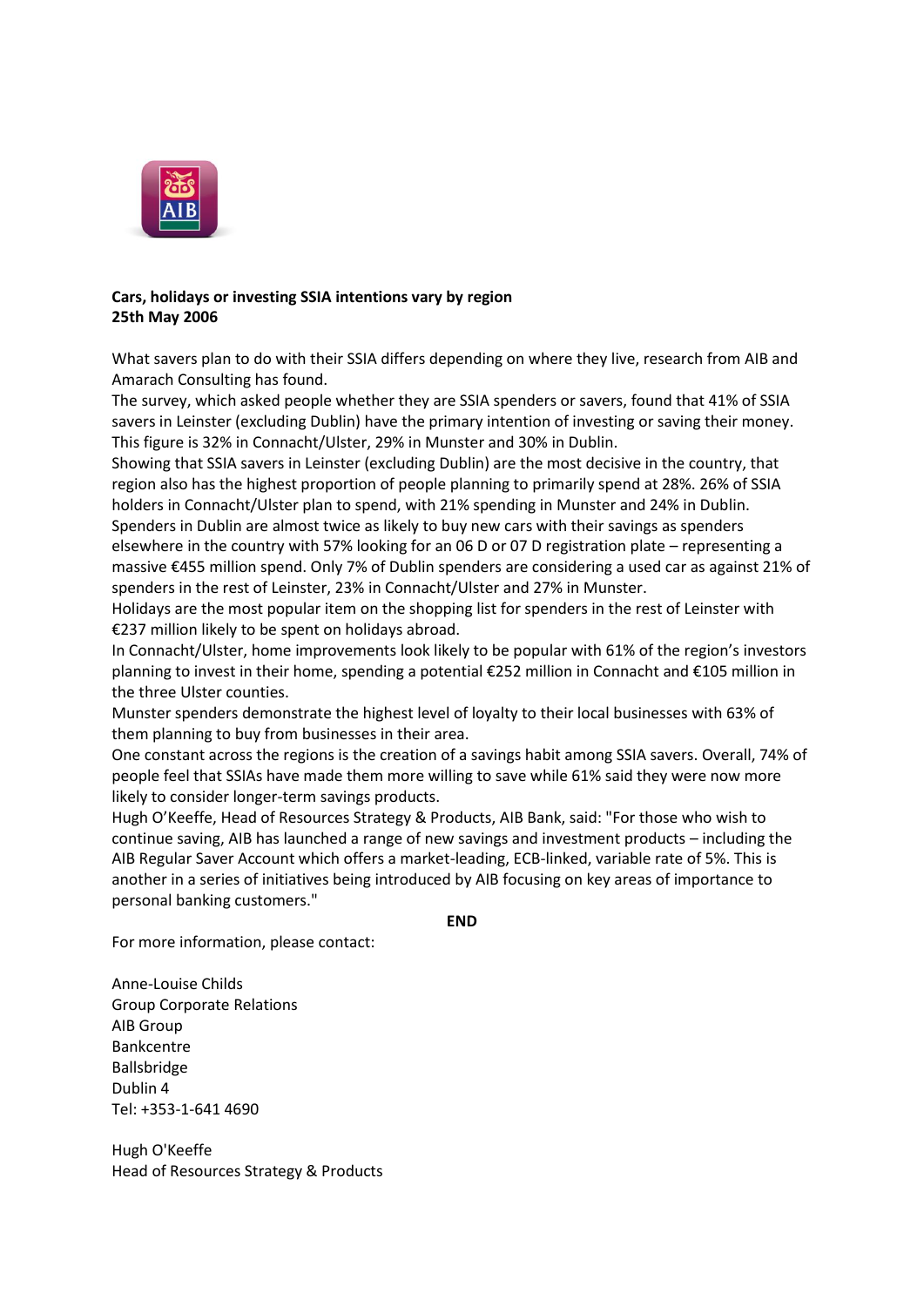**Cars, holidays or investing SSIA intentions vary by region**
**25th May 2006**

What savers plan to do with their SSIA differs depending on where they live, research from AIB and Amarach Consulting has found.

The survey, which asked people whether they are SSIA spenders or savers, found that 41% of SSIA savers in Leinster (excluding Dublin) have the primary intention of investing or saving their money. This figure is 32% in Connacht/Ulster, 29% in Munster and 30% in Dublin.

Showing that SSIA savers in Leinster (excluding Dublin) are the most decisive in the country, that region also has the highest proportion of people planning to primarily spend at 28%. 26% of SSIA holders in Connacht/Ulster plan to spend, with 21% spending in Munster and 24% in Dublin.

Spenders in Dublin are almost twice as likely to buy new cars with their savings as spenders elsewhere in the country with 57% looking for an 06 D or 07 D registration plate – representing a massive €455 million spend. Only 7% of Dublin spenders are considering a used car as against 21% of spenders in the rest of Leinster, 23% in Connacht/Ulster and 27% in Munster.

Holidays are the most popular item on the shopping list for spenders in the rest of Leinster with €237 million likely to be spent on holidays abroad.

In Connacht/Ulster, home improvements look likely to be popular with 61% of the region's investors planning to invest in their home, spending a potential €252 million in Connacht and €105 million in the three Ulster counties.

Munster spenders demonstrate the highest level of loyalty to their local businesses with 63% of them planning to buy from businesses in their area.

One constant across the regions is the creation of a savings habit among SSIA savers. Overall, 74% of people feel that SSIAs have made them more willing to save while 61% said they were now more likely to consider longer-term savings products.

Hugh O'Keeffe, Head of Resources Strategy & Products, AIB Bank, said: "For those who wish to continue saving, AIB has launched a range of new savings and investment products – including the AIB Regular Saver Account which offers a market-leading, ECB-linked, variable rate of 5%. This is another in a series of initiatives being introduced by AIB focusing on key areas of importance to personal banking customers."

**END**

For more information, please contact:

Anne-Louise Childs
Group Corporate Relations
AIB Group
Bankcentre
Ballsbridge
Dublin 4
Tel: +353-1-641 4690

Hugh O'Keeffe
Head of Resources Strategy & Products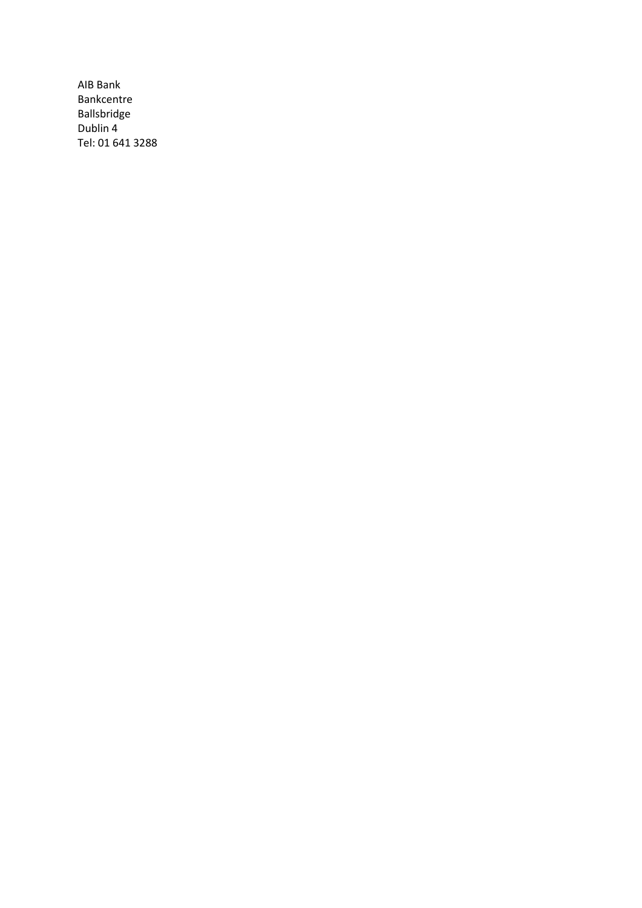AIB Bank
Bankcentre
Ballsbridge
Dublin 4
Tel: 01 641 3288